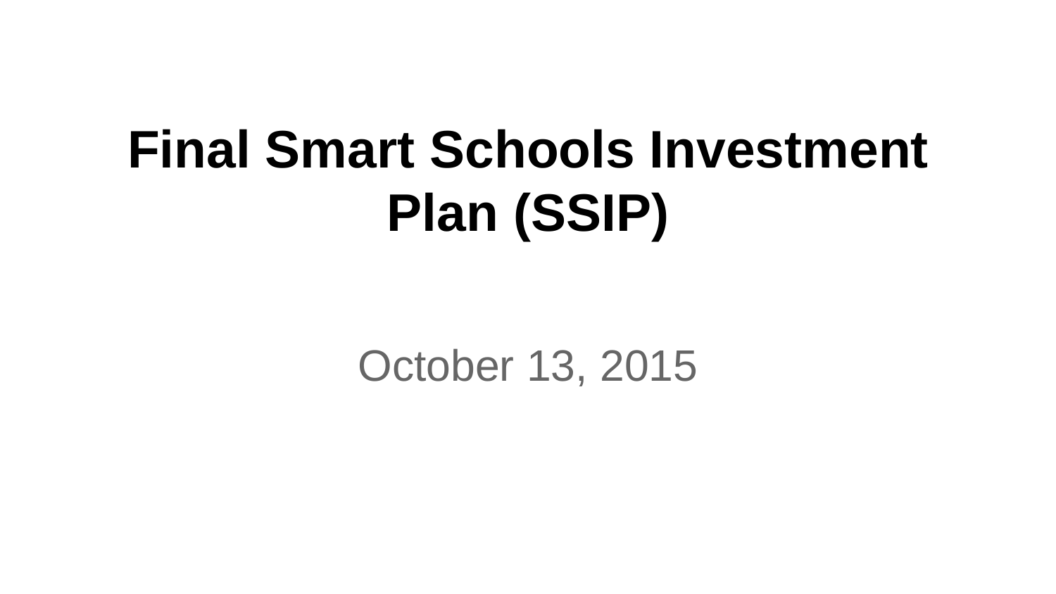# Final Smart Schools Investment Plan (SSIP)

October 13, 2015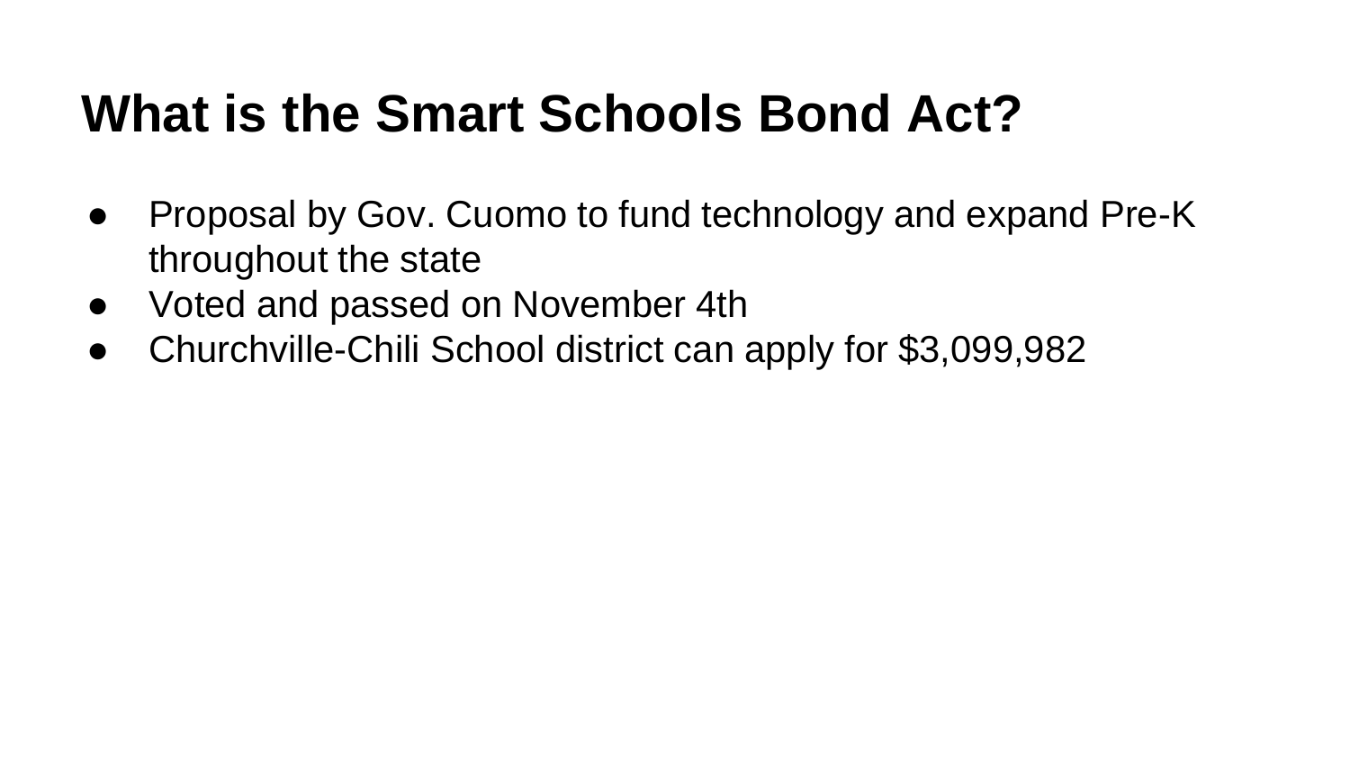# What is the Smart Schools Bond Act?

- Proposal by Gov. Cuomo to fund technology and expand Pre-K throughout the state
- Voted and passed on November 4th
- Churchville-Chili School district can apply for $3,099,982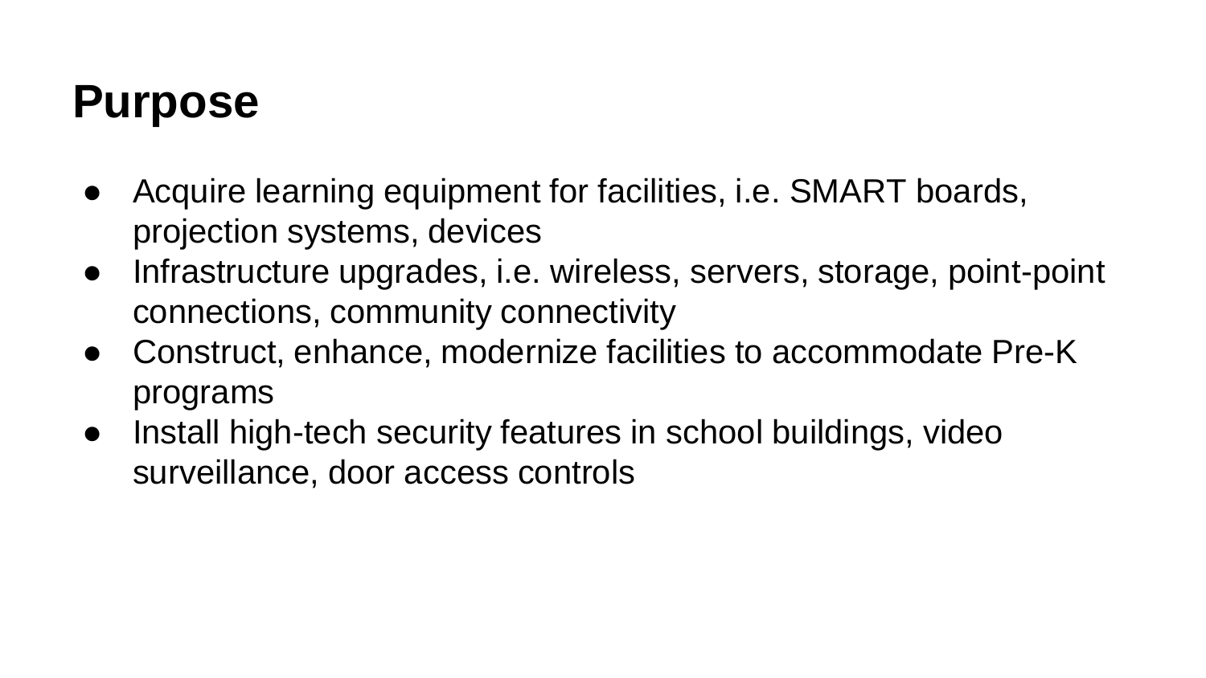# Purpose

- Acquire learning equipment for facilities, i.e. SMART boards, projection systems, devices
- Infrastructure upgrades, i.e. wireless, servers, storage, point-point connections, community connectivity
- Construct, enhance, modernize facilities to accommodate Pre-K programs
- Install high-tech security features in school buildings, video surveillance, door access controls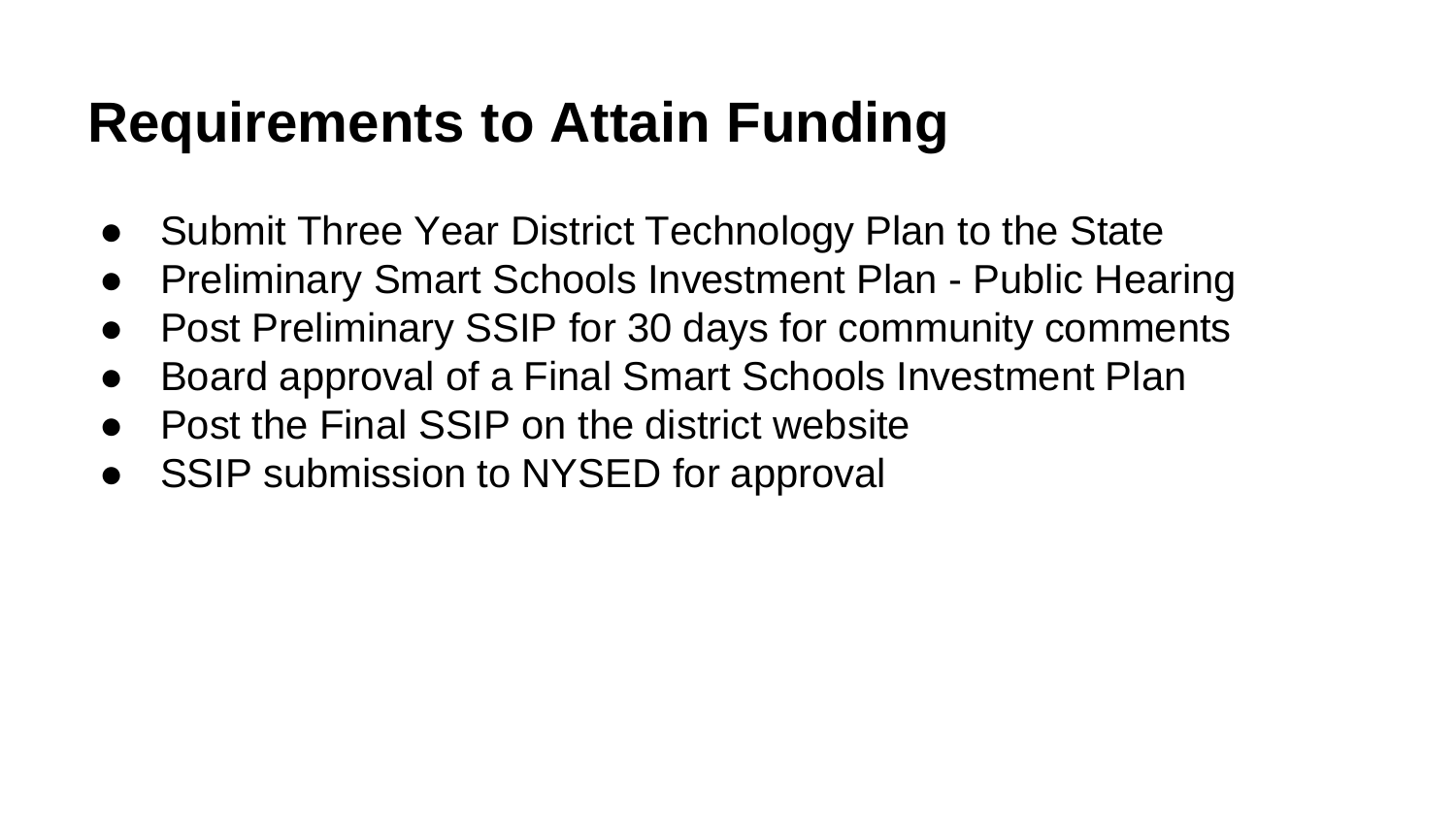# Requirements to Attain Funding

- Submit Three Year District Technology Plan to the State
- Preliminary Smart Schools Investment Plan - Public Hearing
- Post Preliminary SSIP for 30 days for community comments
- Board approval of a Final Smart Schools Investment Plan
- Post the Final SSIP on the district website
- SSIP submission to NYSED for approval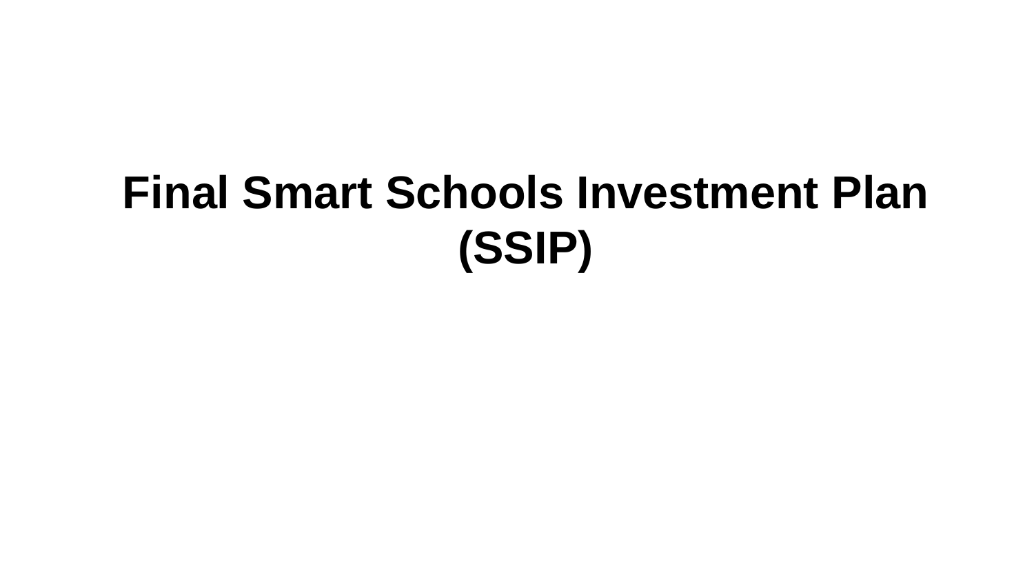# Final Smart Schools Investment Plan (SSIP)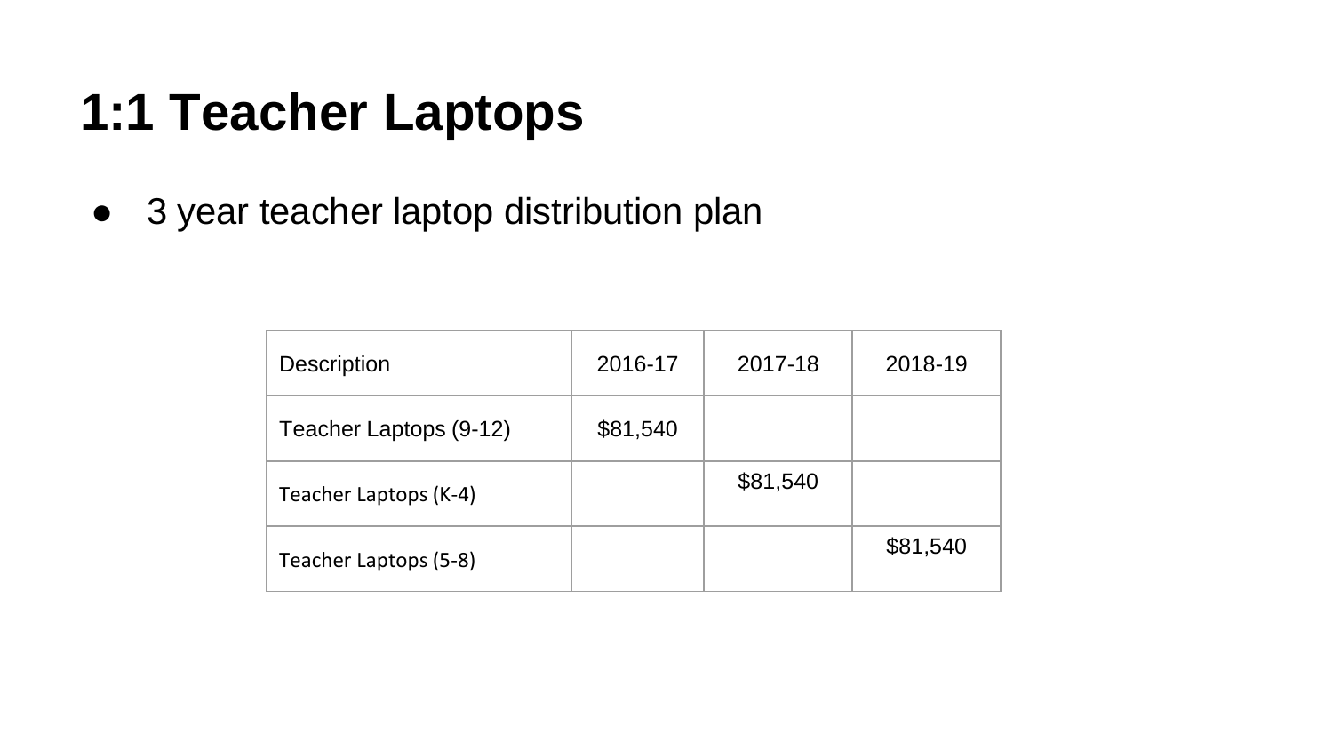# 1:1 Teacher Laptops

- 3 year teacher laptop distribution plan

| Description | 2016-17 | 2017-18 | 2018-19 |
|---|---|---|---|
| Teacher Laptops (9-12) | $81,540 | | |
| Teacher Laptops (K-4) | | $81,540 | |
| Teacher Laptops (5-8) | | | $81,540 |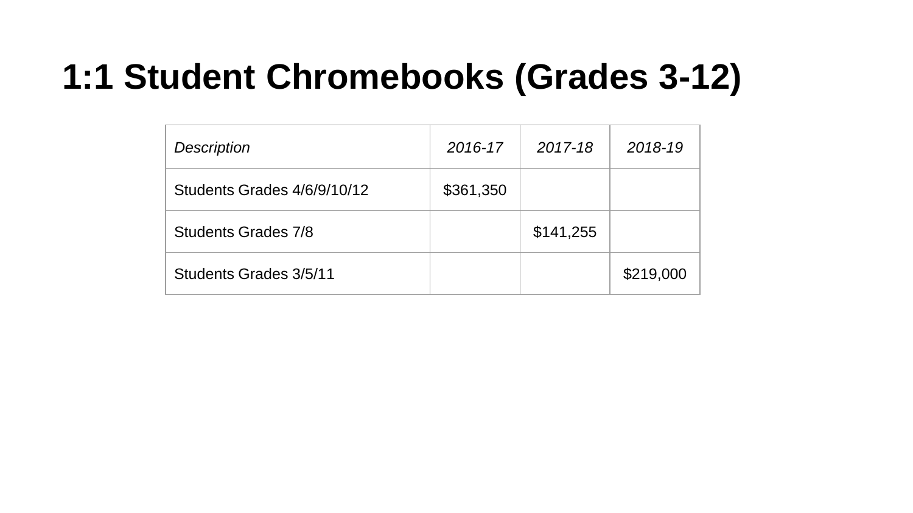# 1:1 Student Chromebooks (Grades 3-12)

| *Description* | *2016-17* | *2017-18* | *2018-19* |
|---|---|---|---|
| Students Grades 4/6/9/10/12 | $361,350 | | |
| Students Grades 7/8 | | $141,255 | |
| Students Grades 3/5/11 | | | $219,000 |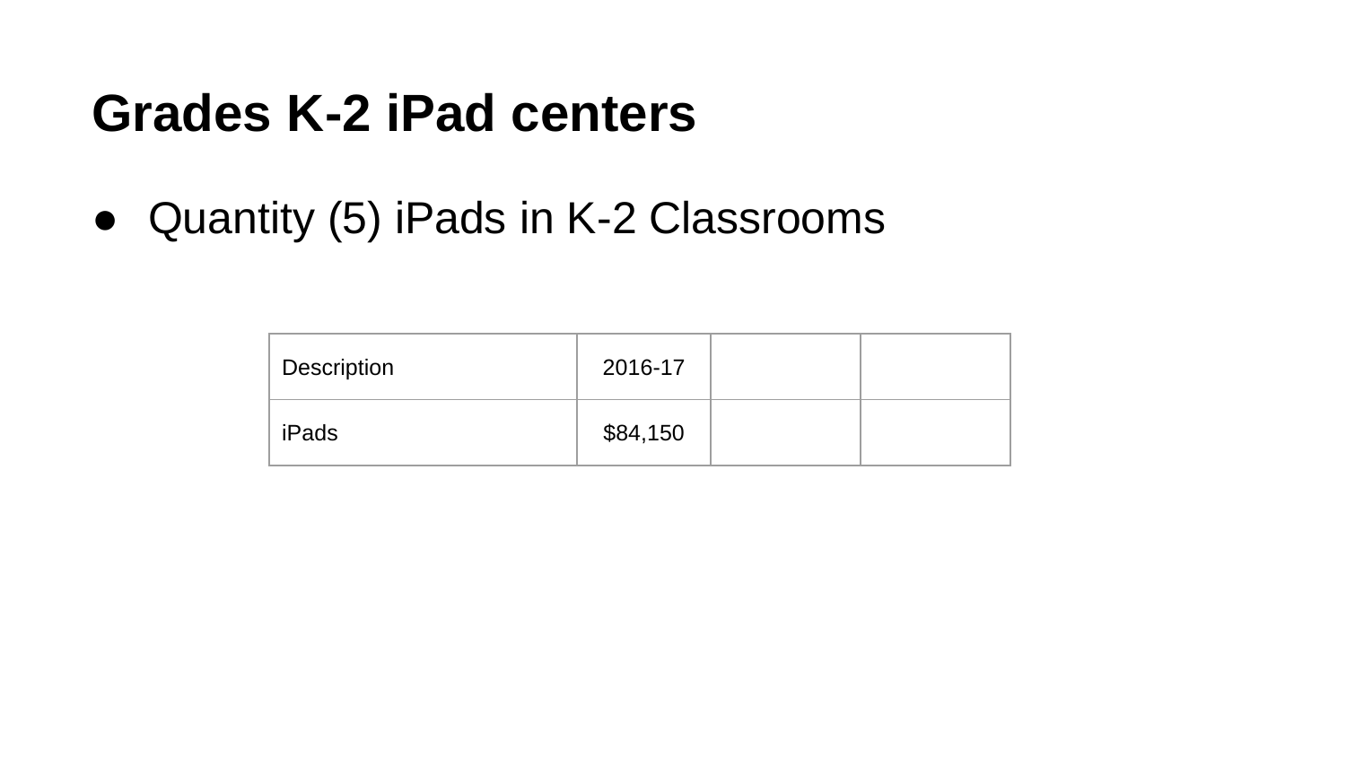# Grades K-2 iPad centers

- Quantity (5) iPads in K-2 Classrooms

| Description | 2016-17 | | |
|---|---|---|---|
| iPads | $84,150 | | |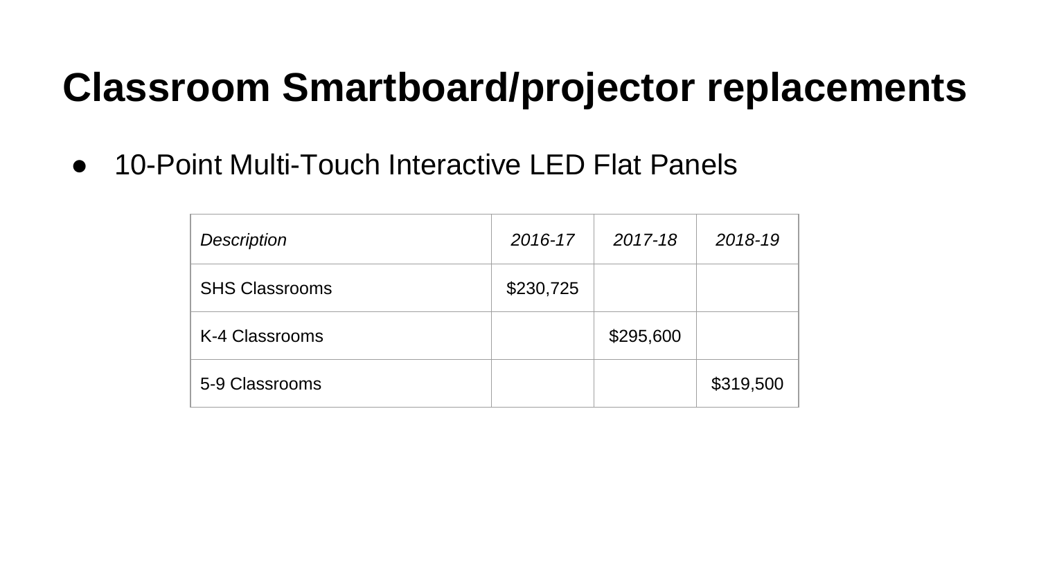# Classroom Smartboard/projector replacements

- 10-Point Multi-Touch Interactive LED Flat Panels

| *Description* | *2016-17* | *2017-18* | *2018-19* |
|---|---|---|---|
| SHS Classrooms | $230,725 | | |
| K-4 Classrooms | | $295,600 | |
| 5-9 Classrooms | | | $319,500 |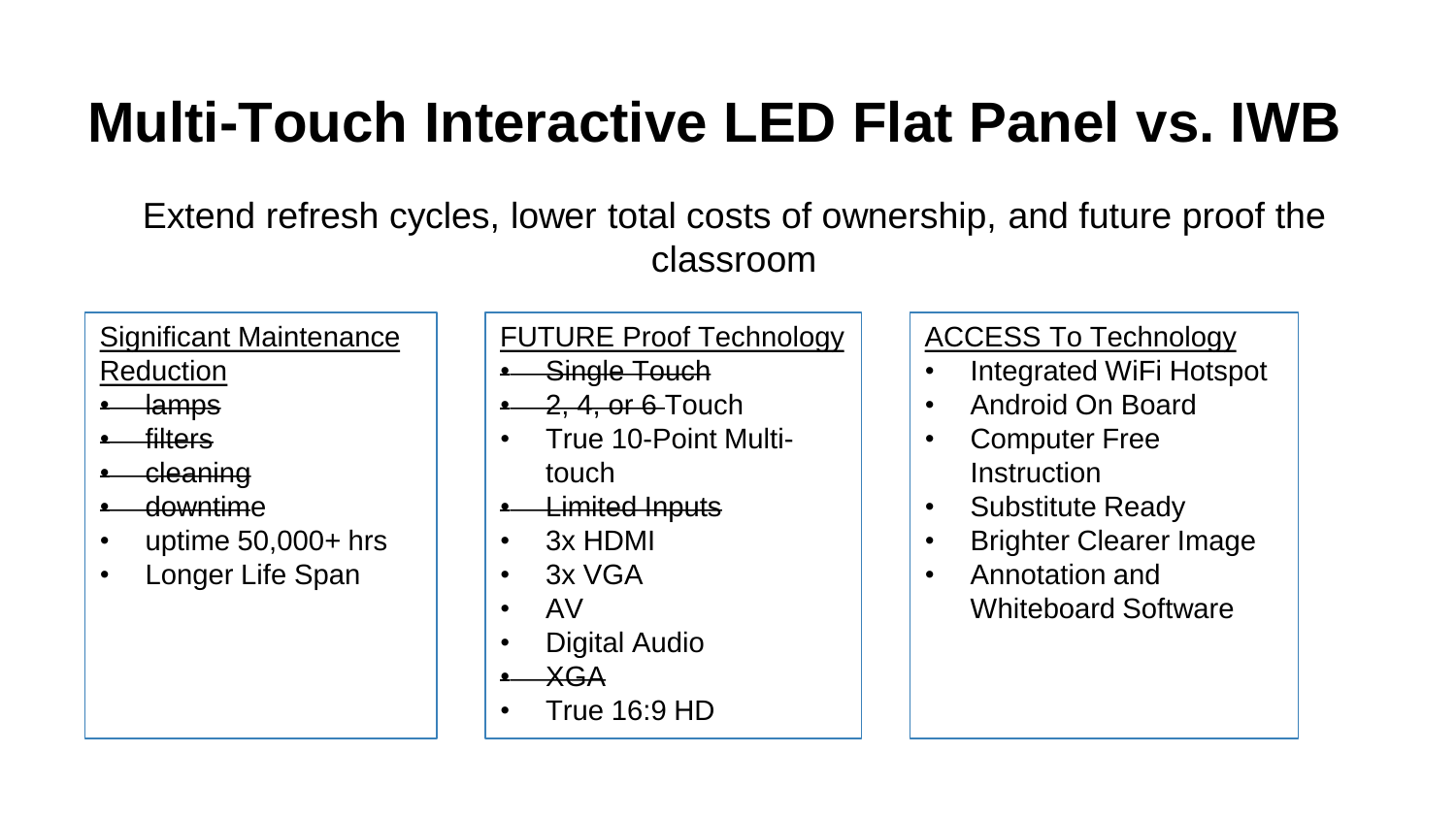# Multi-Touch Interactive LED Flat Panel vs. IWB

Extend refresh cycles, lower total costs of ownership, and future proof the classroom

<u>Significant Maintenance Reduction</u>

- ~~lamps~~
- ~~filters~~
- ~~cleaning~~
- ~~downtime~~
- uptime 50,000+ hrs
- Longer Life Span

<u>FUTURE Proof Technology</u>

- ~~Single Touch~~
- ~~2, 4, or 6~~ Touch
- True 10-Point Multi-touch
- ~~Limited Inputs~~
- 3x HDMI
- 3x VGA
- AV
- Digital Audio
- ~~XGA~~
- True 16:9 HD

<u>ACCESS To Technology</u>

- Integrated WiFi Hotspot
- Android On Board
- Computer Free Instruction
- Substitute Ready
- Brighter Clearer Image
- Annotation and Whiteboard Software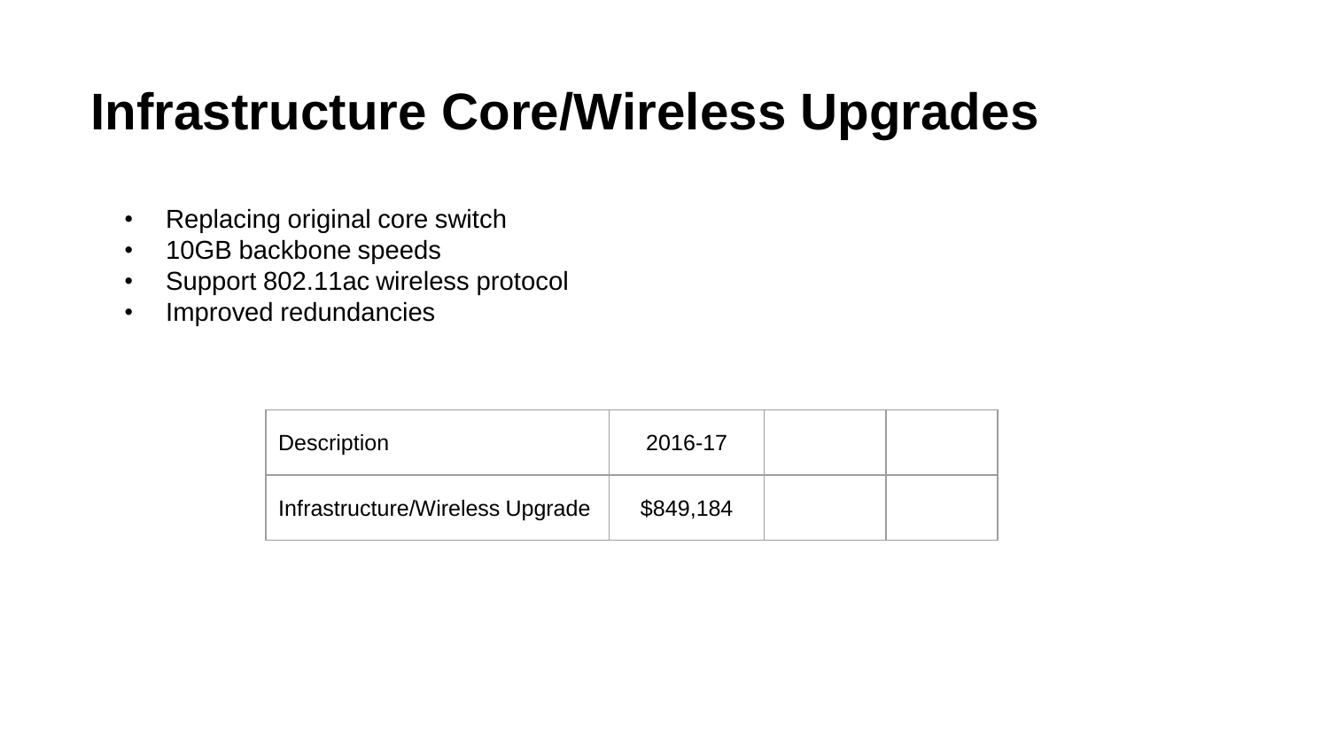# Infrastructure Core/Wireless Upgrades

- Replacing original core switch
- 10GB backbone speeds
- Support 802.11ac wireless protocol
- Improved redundancies

| Description | 2016-17 | | |
|---|---|---|---|
| Infrastructure/Wireless Upgrade | $849,184 | | |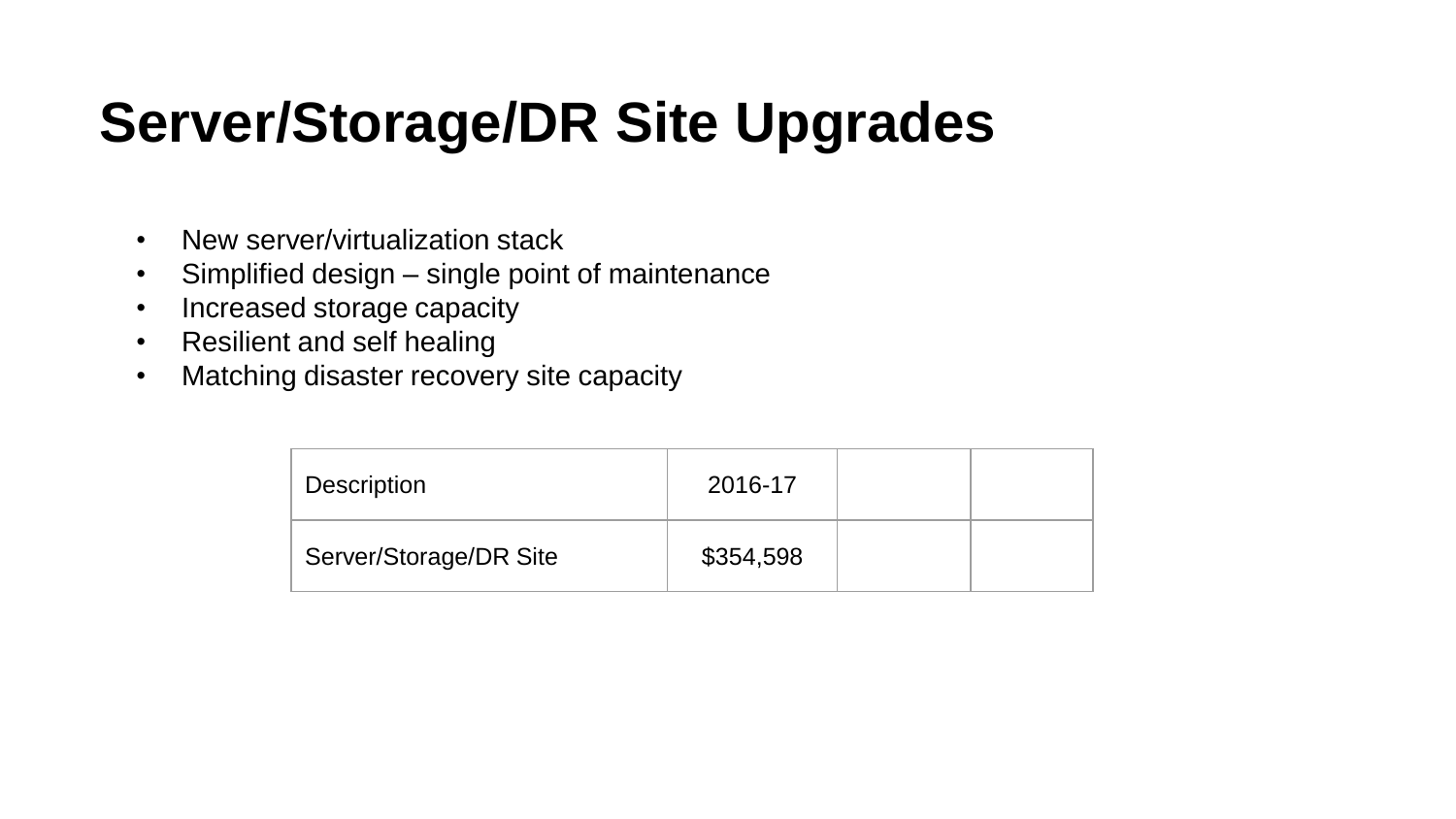# Server/Storage/DR Site Upgrades

- New server/virtualization stack
- Simplified design – single point of maintenance
- Increased storage capacity
- Resilient and self healing
- Matching disaster recovery site capacity

| Description | 2016-17 | | |
|---|---|---|---|
| Server/Storage/DR Site | $354,598 | | |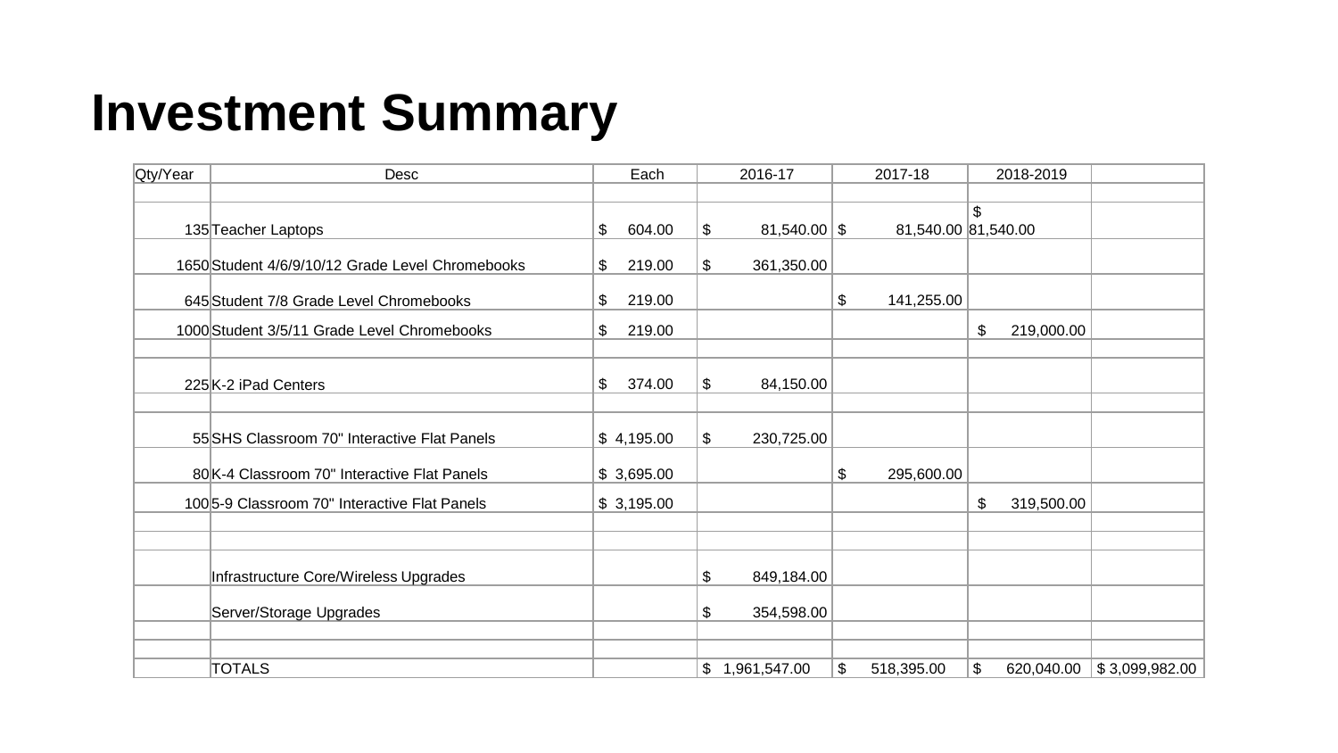# Investment Summary

| Qty/Year | Desc | Each | 2016-17 | 2017-18 | 2018-2019 | |
|---|---|---|---|---|---|---|
| | | | | | | |
| 135 | Teacher Laptops | $ 604.00 | $ 81,540.00 | $ 81,540.00 | $ 81,540.00 | |
| 1650 | Student 4/6/9/10/12 Grade Level Chromebooks | $ 219.00 | $ 361,350.00 | | | |
| 645 | Student 7/8 Grade Level Chromebooks | $ 219.00 | | $ 141,255.00 | | |
| 1000 | Student 3/5/11 Grade Level Chromebooks | $ 219.00 | | | $ 219,000.00 | |
| | | | | | | |
| 225 | K-2 iPad Centers | $ 374.00 | $ 84,150.00 | | | |
| | | | | | | |
| 55 | SHS Classroom 70" Interactive Flat Panels | $ 4,195.00 | $ 230,725.00 | | | |
| 80 | K-4 Classroom 70" Interactive Flat Panels | $ 3,695.00 | | $ 295,600.00 | | |
| 100 | 5-9 Classroom 70" Interactive Flat Panels | $ 3,195.00 | | | $ 319,500.00 | |
| | | | | | | |
| | | | | | | |
| | Infrastructure Core/Wireless Upgrades | | $ 849,184.00 | | | |
| | Server/Storage Upgrades | | $ 354,598.00 | | | |
| | | | | | | |
| | | | | | | |
| | TOTALS | | $ 1,961,547.00 | $ 518,395.00 | $ 620,040.00 | $ 3,099,982.00 |